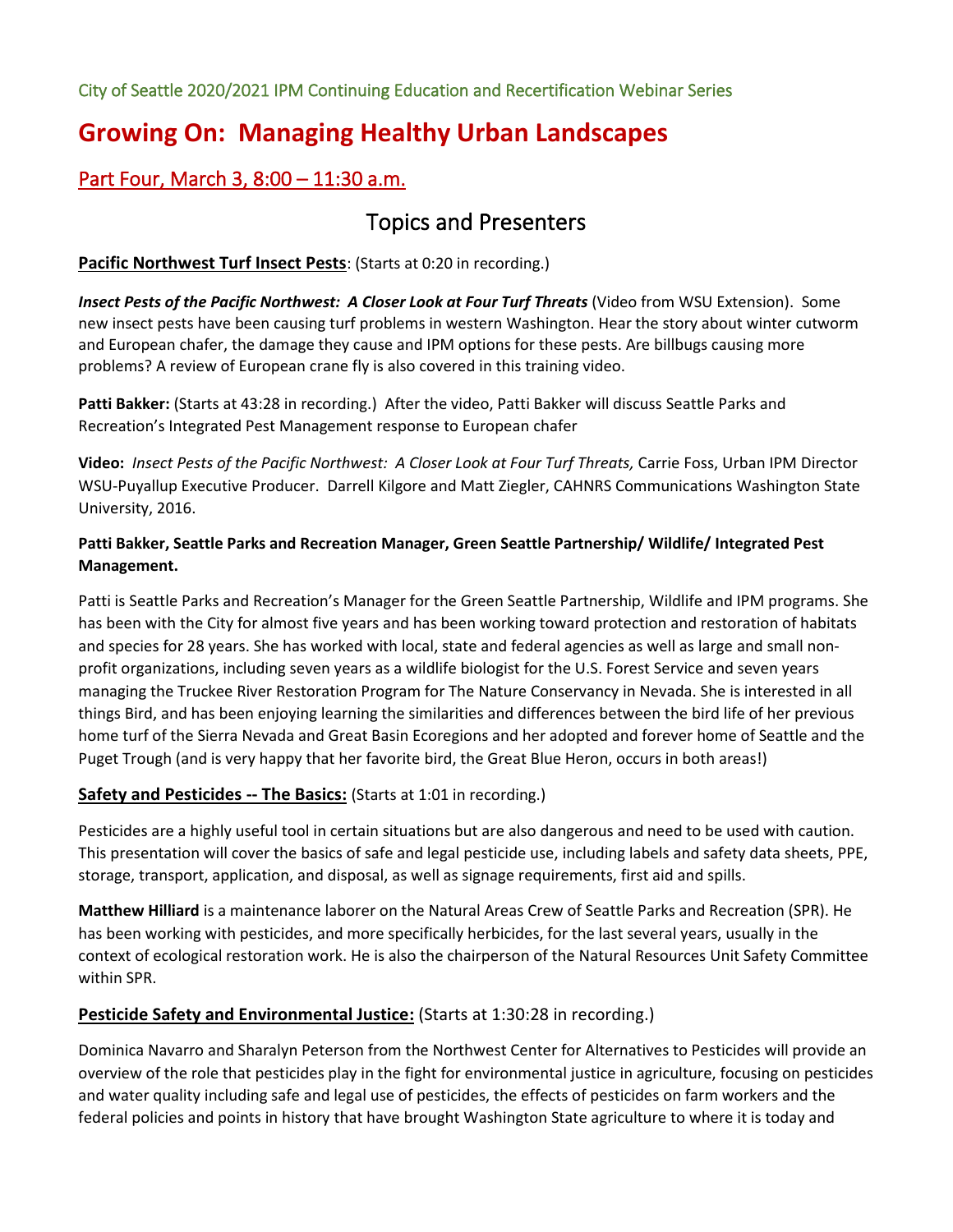City of Seattle 2020/2021 IPM Continuing Education and Recertification Webinar Series

# Growing On: Managing Healthy Urban Landscapes

## Part Four, March 3, 8:00 – 11:30 a.m.

## Topics and Presenters

**Pacific Northwest Turf Insect Pests**: (Starts at 0:20 in recording.)

***Insect Pests of the Pacific Northwest: A Closer Look at Four Turf Threats*** (Video from WSU Extension). Some new insect pests have been causing turf problems in western Washington. Hear the story about winter cutworm and European chafer, the damage they cause and IPM options for these pests. Are billbugs causing more problems? A review of European crane fly is also covered in this training video.

**Patti Bakker:** (Starts at 43:28 in recording.) After the video, Patti Bakker will discuss Seattle Parks and Recreation's Integrated Pest Management response to European chafer

**Video:** *Insect Pests of the Pacific Northwest: A Closer Look at Four Turf Threats,* Carrie Foss, Urban IPM Director WSU-Puyallup Executive Producer. Darrell Kilgore and Matt Ziegler, CAHNRS Communications Washington State University, 2016.

**Patti Bakker, Seattle Parks and Recreation Manager, Green Seattle Partnership/ Wildlife/ Integrated Pest Management.**

Patti is Seattle Parks and Recreation's Manager for the Green Seattle Partnership, Wildlife and IPM programs. She has been with the City for almost five years and has been working toward protection and restoration of habitats and species for 28 years. She has worked with local, state and federal agencies as well as large and small non-profit organizations, including seven years as a wildlife biologist for the U.S. Forest Service and seven years managing the Truckee River Restoration Program for The Nature Conservancy in Nevada. She is interested in all things Bird, and has been enjoying learning the similarities and differences between the bird life of her previous home turf of the Sierra Nevada and Great Basin Ecoregions and her adopted and forever home of Seattle and the Puget Trough (and is very happy that her favorite bird, the Great Blue Heron, occurs in both areas!)

**Safety and Pesticides -- The Basics:** (Starts at 1:01 in recording.)

Pesticides are a highly useful tool in certain situations but are also dangerous and need to be used with caution. This presentation will cover the basics of safe and legal pesticide use, including labels and safety data sheets, PPE, storage, transport, application, and disposal, as well as signage requirements, first aid and spills.

**Matthew Hilliard** is a maintenance laborer on the Natural Areas Crew of Seattle Parks and Recreation (SPR). He has been working with pesticides, and more specifically herbicides, for the last several years, usually in the context of ecological restoration work. He is also the chairperson of the Natural Resources Unit Safety Committee within SPR.

**Pesticide Safety and Environmental Justice:** (Starts at 1:30:28 in recording.)

Dominica Navarro and Sharalyn Peterson from the Northwest Center for Alternatives to Pesticides will provide an overview of the role that pesticides play in the fight for environmental justice in agriculture, focusing on pesticides and water quality including safe and legal use of pesticides, the effects of pesticides on farm workers and the federal policies and points in history that have brought Washington State agriculture to where it is today and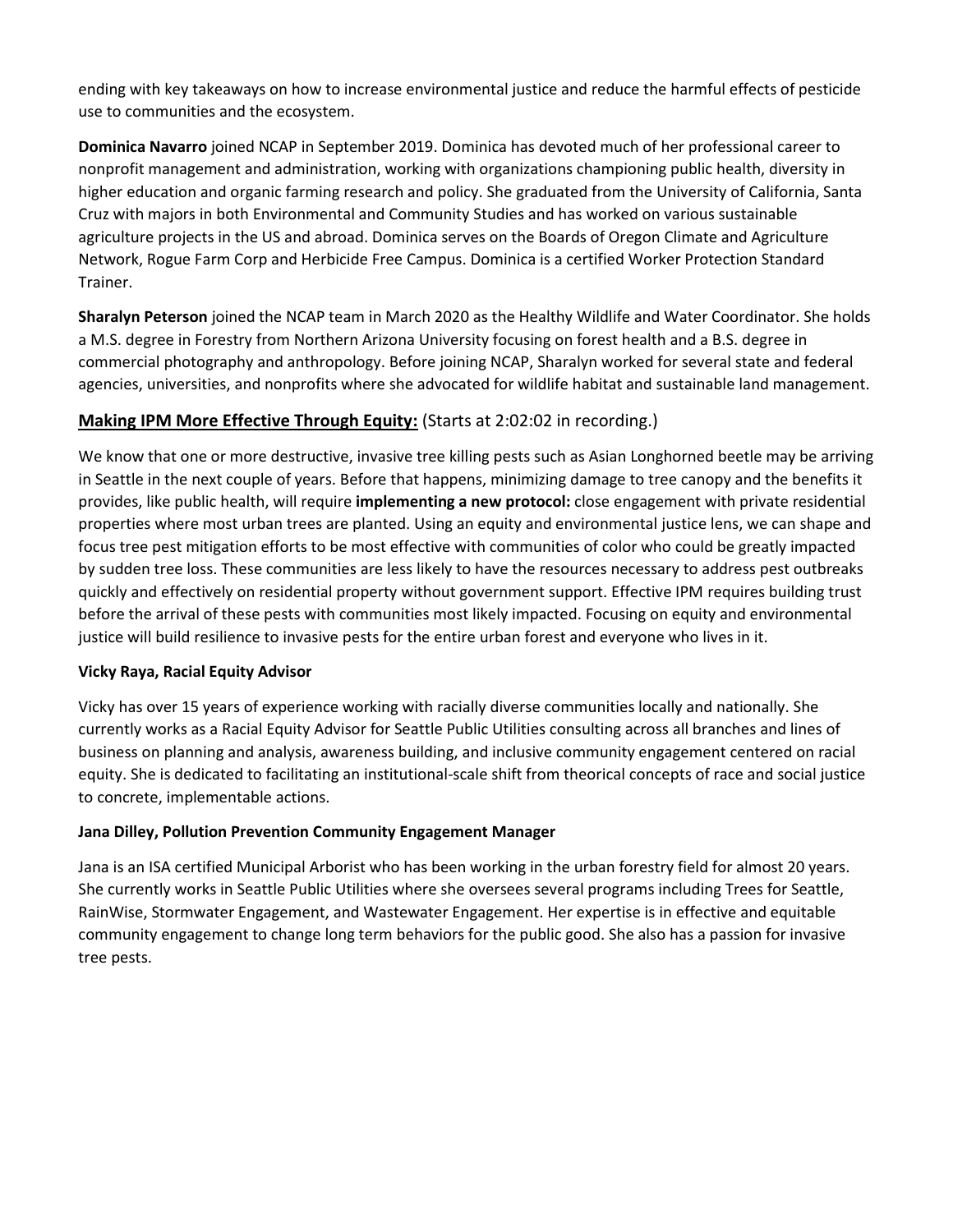ending with key takeaways on how to increase environmental justice and reduce the harmful effects of pesticide use to communities and the ecosystem.

**Dominica Navarro** joined NCAP in September 2019. Dominica has devoted much of her professional career to nonprofit management and administration, working with organizations championing public health, diversity in higher education and organic farming research and policy. She graduated from the University of California, Santa Cruz with majors in both Environmental and Community Studies and has worked on various sustainable agriculture projects in the US and abroad. Dominica serves on the Boards of Oregon Climate and Agriculture Network, Rogue Farm Corp and Herbicide Free Campus. Dominica is a certified Worker Protection Standard Trainer.

**Sharalyn Peterson** joined the NCAP team in March 2020 as the Healthy Wildlife and Water Coordinator. She holds a M.S. degree in Forestry from Northern Arizona University focusing on forest health and a B.S. degree in commercial photography and anthropology. Before joining NCAP, Sharalyn worked for several state and federal agencies, universities, and nonprofits where she advocated for wildlife habitat and sustainable land management.

## **Making IPM More Effective Through Equity:** (Starts at 2:02:02 in recording.)

We know that one or more destructive, invasive tree killing pests such as Asian Longhorned beetle may be arriving in Seattle in the next couple of years. Before that happens, minimizing damage to tree canopy and the benefits it provides, like public health, will require **implementing a new protocol:** close engagement with private residential properties where most urban trees are planted. Using an equity and environmental justice lens, we can shape and focus tree pest mitigation efforts to be most effective with communities of color who could be greatly impacted by sudden tree loss. These communities are less likely to have the resources necessary to address pest outbreaks quickly and effectively on residential property without government support. Effective IPM requires building trust before the arrival of these pests with communities most likely impacted. Focusing on equity and environmental justice will build resilience to invasive pests for the entire urban forest and everyone who lives in it.

**Vicky Raya, Racial Equity Advisor**

Vicky has over 15 years of experience working with racially diverse communities locally and nationally. She currently works as a Racial Equity Advisor for Seattle Public Utilities consulting across all branches and lines of business on planning and analysis, awareness building, and inclusive community engagement centered on racial equity. She is dedicated to facilitating an institutional-scale shift from theorical concepts of race and social justice to concrete, implementable actions.

**Jana Dilley, Pollution Prevention Community Engagement Manager**

Jana is an ISA certified Municipal Arborist who has been working in the urban forestry field for almost 20 years. She currently works in Seattle Public Utilities where she oversees several programs including Trees for Seattle, RainWise, Stormwater Engagement, and Wastewater Engagement. Her expertise is in effective and equitable community engagement to change long term behaviors for the public good. She also has a passion for invasive tree pests.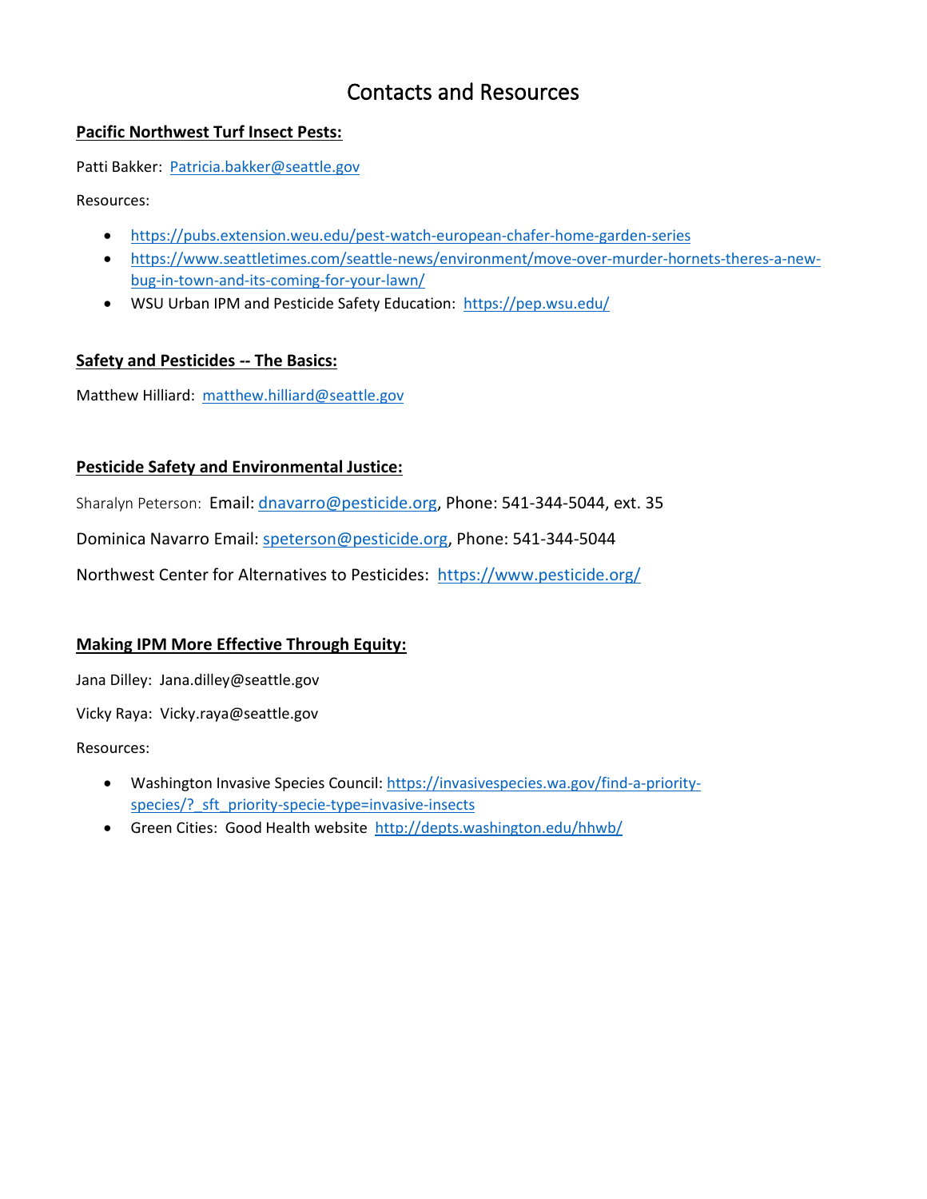# Contacts and Resources

**Pacific Northwest Turf Insect Pests:**

Patti Bakker: Patricia.bakker@seattle.gov

Resources:

- https://pubs.extension.weu.edu/pest-watch-european-chafer-home-garden-series
- https://www.seattletimes.com/seattle-news/environment/move-over-murder-hornets-theres-a-new-bug-in-town-and-its-coming-for-your-lawn/
- WSU Urban IPM and Pesticide Safety Education: https://pep.wsu.edu/

**Safety and Pesticides -- The Basics:**

Matthew Hilliard: matthew.hilliard@seattle.gov

**Pesticide Safety and Environmental Justice:**

Sharalyn Peterson: Email: dnavarro@pesticide.org, Phone: 541-344-5044, ext. 35

Dominica Navarro Email: speterson@pesticide.org, Phone: 541-344-5044

Northwest Center for Alternatives to Pesticides: https://www.pesticide.org/

**Making IPM More Effective Through Equity:**

Jana Dilley: Jana.dilley@seattle.gov

Vicky Raya: Vicky.raya@seattle.gov

Resources:

- Washington Invasive Species Council: https://invasivespecies.wa.gov/find-a-priority-species/?_sft_priority-specie-type=invasive-insects
- Green Cities: Good Health website http://depts.washington.edu/hhwb/